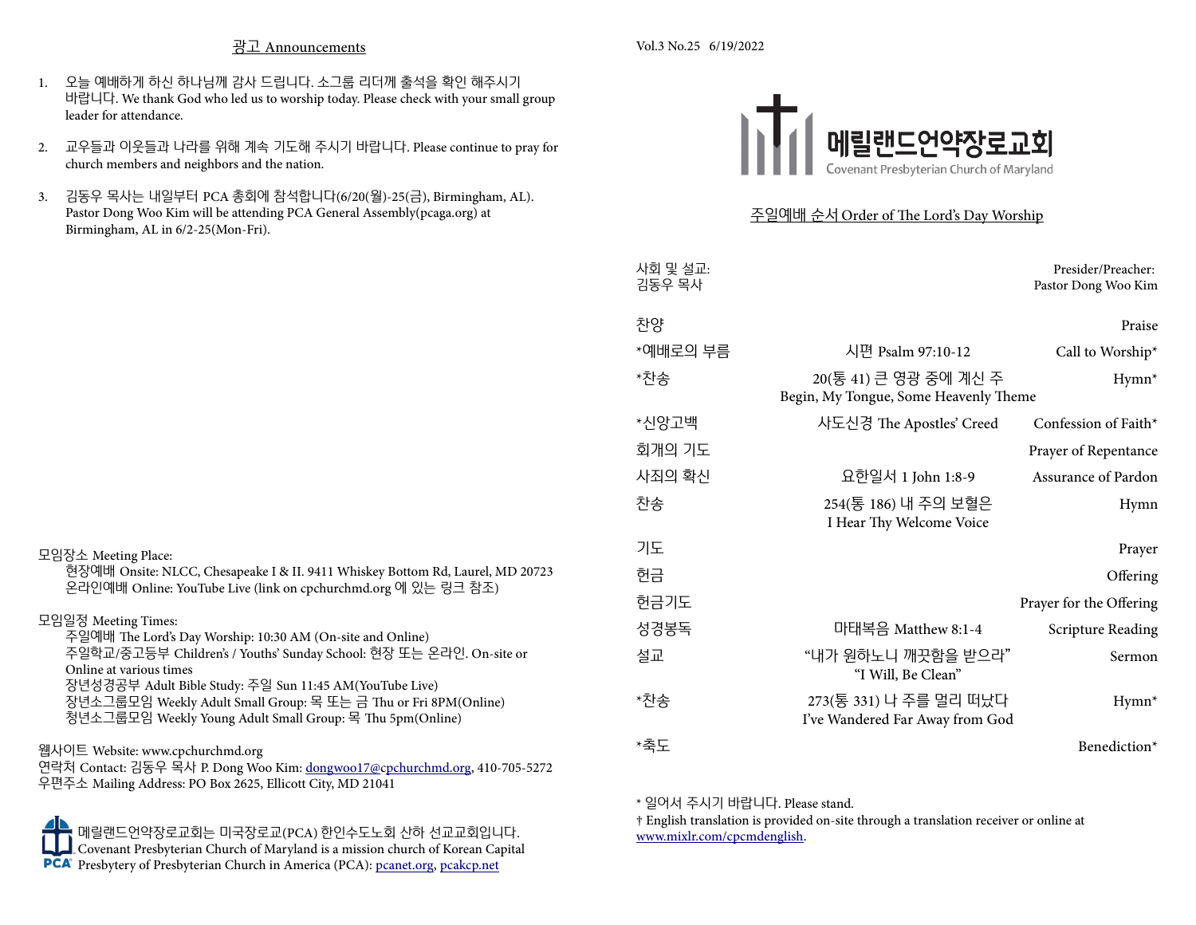## 광고 Announcements

1. 오늘 예배하게 하신 하나님께 감사 드립니다. 소그룹 리더께 출석을 확인 해주시기 바랍니다. We thank God who led us to worship today. Please check with your small group leader for attendance.
2. 교우들과 이웃들과 나라를 위해 계속 기도해 주시기 바랍니다. Please continue to pray for church members and neighbors and the nation.
3. 김동우 목사는 내일부터 PCA 총회에 참석합니다(6/20(월)-25(금), Birmingham, AL). Pastor Dong Woo Kim will be attending PCA General Assembly(pcaga.org) at Birmingham, AL in 6/2-25(Mon-Fri).

모임장소 Meeting Place:
현장예배 Onsite: NLCC, Chesapeake I & II. 9411 Whiskey Bottom Rd, Laurel, MD 20723
온라인예배 Online: YouTube Live (link on cpchurchmd.org 에 있는 링크 참조)

모임일정 Meeting Times:
주일예배 The Lord's Day Worship: 10:30 AM (On-site and Online)
주일학교/중고등부 Children's / Youths' Sunday School: 현장 또는 온라인. On-site or Online at various times
장년성경공부 Adult Bible Study: 주일 Sun 11:45 AM(YouTube Live)
장년소그룹모임 Weekly Adult Small Group: 목 또는 금 Thu or Fri 8PM(Online)
청년소그룹모임 Weekly Young Adult Small Group: 목 Thu 5pm(Online)

웹사이트 Website: www.cpchurchmd.org
연락처 Contact: 김동우 목사 P. Dong Woo Kim: dongwoo17@cpchurchmd.org, 410-705-5272
우편주소 Mailing Address: PO Box 2625, Ellicott City, MD 21041

메릴랜드언약장로교회는 미국장로교(PCA) 한인수도노회 산하 선교교회입니다. Covenant Presbyterian Church of Maryland is a mission church of Korean Capital Presbytery of Presbyterian Church in America (PCA): pcanet.org, pcakcp.net

Vol.3 No.25 6/19/2022

# 메릴랜드언약장로교회
Covenant Presbyterian Church of Maryland

## 주일예배 순서 Order of The Lord's Day Worship

| | | |
|---|---|---|
| 사회 및 설교: 김동우 목사 | | Presider/Preacher: Pastor Dong Woo Kim |
| 찬양 | | Praise |
| *예배로의 부름 | 시편 Psalm 97:10-12 | Call to Worship* |
| *찬송 | 20(통 41) 큰 영광 중에 계신 주<br>Begin, My Tongue, Some Heavenly Theme | Hymn* |
| *신앙고백 | 사도신경 The Apostles' Creed | Confession of Faith* |
| 회개의 기도 | | Prayer of Repentance |
| 사죄의 확신 | 요한일서 1 John 1:8-9 | Assurance of Pardon |
| 찬송 | 254(통 186) 내 주의 보혈은<br>I Hear Thy Welcome Voice | Hymn |
| 기도 | | Prayer |
| 헌금 | | Offering |
| 헌금기도 | | Prayer for the Offering |
| 성경봉독 | 마태복음 Matthew 8:1-4 | Scripture Reading |
| 설교 | "내가 원하노니 깨끗함을 받으라"<br>"I Will, Be Clean" | Sermon |
| *찬송 | 273(통 331) 나 주를 멀리 떠났다<br>I've Wandered Far Away from God | Hymn* |
| *축도 | | Benediction* |

* 일어서 주시기 바랍니다. Please stand.
† English translation is provided on-site through a translation receiver or online at www.mixlr.com/cpcmdenglish.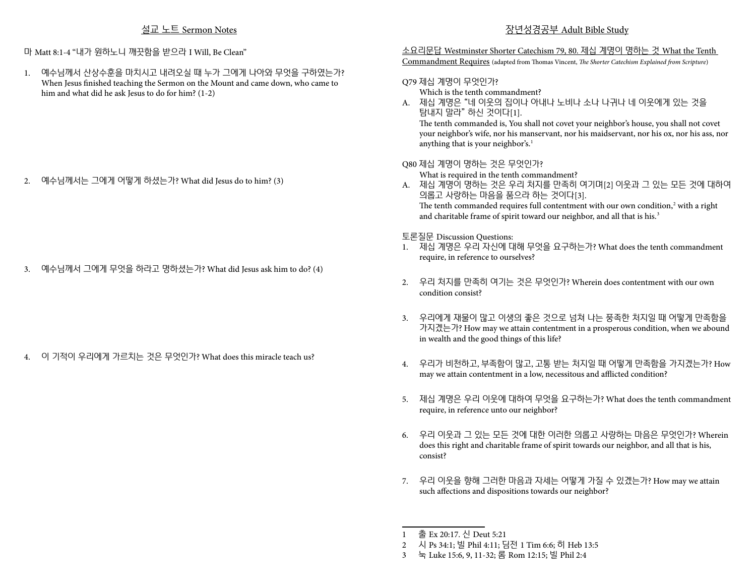## 설교 노트 Sermon Notes

마 Matt 8:1-4 "내가 원하노니 깨끗함을 받으라 I Will, Be Clean"

1. 예수님께서 산상수훈을 마치시고 내려오실 때 누가 그에게 나아와 무엇을 구하였는가? When Jesus finished teaching the Sermon on the Mount and came down, who came to him and what did he ask Jesus to do for him? (1-2)

2. 예수님께서는 그에게 어떻게 하셨는가? What did Jesus do to him? (3)

3. 예수님께서 그에게 무엇을 하라고 명하셨는가? What did Jesus ask him to do? (4)

4. 이 기적이 우리에게 가르치는 것은 무엇인가? What does this miracle teach us?

## 장년성경공부 Adult Bible Study

소요리문답 Westminster Shorter Catechism 79, 80. 제십 계명이 명하는 것 What the Tenth Commandment Requires (adapted from Thomas Vincent, *The Shorter Catechism Explained from Scripture*)

Q79 제십 계명이 무엇인가?
Which is the tenth commandment?

A. 제십 계명은 "네 이웃의 집이나 아내나 노비나 소나 나귀나 네 이웃에게 있는 것을 탐내지 말라" 하신 것이다[1].
The tenth commanded is, You shall not covet your neighbor's house, you shall not covet your neighbor's wife, nor his manservant, nor his maidservant, nor his ox, nor his ass, nor anything that is your neighbor's.[1]

Q80 제십 계명이 명하는 것은 무엇인가?
What is required in the tenth commandment?

A. 제십 계명이 명하는 것은 우리 처지를 만족히 여기며[2] 이웃과 그 있는 모든 것에 대하여 의롭고 사랑하는 마음을 품으라 하는 것이다[3].
The tenth commanded requires full contentment with our own condition,[2] with a right and charitable frame of spirit toward our neighbor, and all that is his.[3]

토론질문 Discussion Questions:

1. 제십 계명은 우리 자신에 대해 무엇을 요구하는가? What does the tenth commandment require, in reference to ourselves?
2. 우리 처지를 만족히 여기는 것은 무엇인가? Wherein does contentment with our own condition consist?
3. 우리에게 재물이 많고 이생의 좋은 것으로 넘쳐 나는 풍족한 처지일 때 어떻게 만족함을 가지겠는가? How may we attain contentment in a prosperous condition, when we abound in wealth and the good things of this life?
4. 우리가 비천하고, 부족함이 많고, 고통 받는 처지일 때 어떻게 만족함을 가지겠는가? How may we attain contentment in a low, necessitous and afflicted condition?
5. 제십 계명은 우리 이웃에 대하여 무엇을 요구하는가? What does the tenth commandment require, in reference unto our neighbor?
6. 우리 이웃과 그 있는 모든 것에 대한 이러한 의롭고 사랑하는 마음은 무엇인가? Wherein does this right and charitable frame of spirit towards our neighbor, and all that is his, consist?
7. 우리 이웃을 향해 그러한 마음과 자세는 어떻게 가질 수 있겠는가? How may we attain such affections and dispositions towards our neighbor?

---

1 출 Ex 20:17. 신 Deut 5:21
2 시 Ps 34:1; 빌 Phil 4:11; 딤전 1 Tim 6:6; 히 Heb 13:5
3 눅 Luke 15:6, 9, 11-32; 롬 Rom 12:15; 빌 Phil 2:4